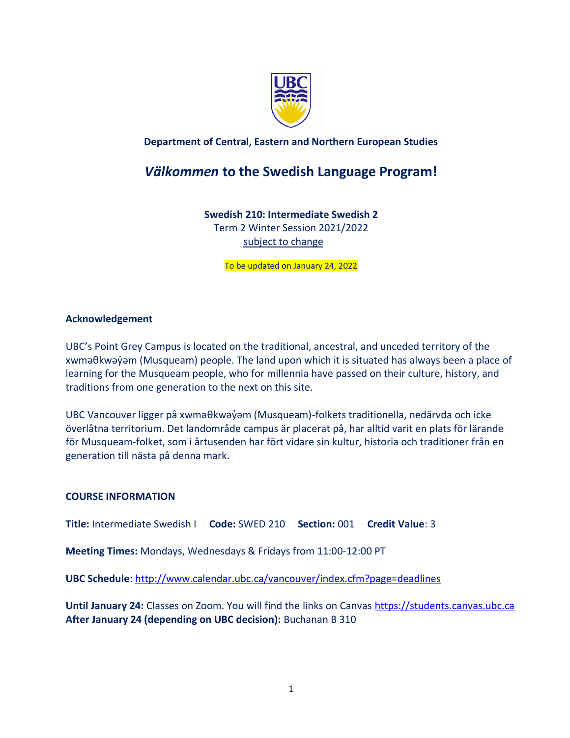**Department of Central, Eastern and Northern European Studies**

# *Välkommen* to the Swedish Language Program!

**Swedish 210: Intermediate Swedish 2**
Term 2 Winter Session 2021/2022
subject to change

To be updated on January 24, 2022

## Acknowledgement

UBC's Point Grey Campus is located on the traditional, ancestral, and unceded territory of the xwməθkwəy̓əm (Musqueam) people. The land upon which it is situated has always been a place of learning for the Musqueam people, who for millennia have passed on their culture, history, and traditions from one generation to the next on this site.

UBC Vancouver ligger på xwməθkwəy̓əm (Musqueam)-folkets traditionella, nedärvda och icke överlåtna territorium. Det landområde campus är placerat på, har alltid varit en plats för lärande för Musqueam-folket, som i årtusenden har fört vidare sin kultur, historia och traditioner från en generation till nästa på denna mark.

## COURSE INFORMATION

**Title:** Intermediate Swedish I **Code:** SWED 210 **Section:** 001 **Credit Value**: 3

**Meeting Times:** Mondays, Wednesdays & Fridays from 11:00-12:00 PT

**UBC Schedule**: http://www.calendar.ubc.ca/vancouver/index.cfm?page=deadlines

**Until January 24:** Classes on Zoom. You will find the links on Canvas https://students.canvas.ubc.ca
**After January 24 (depending on UBC decision):** Buchanan B 310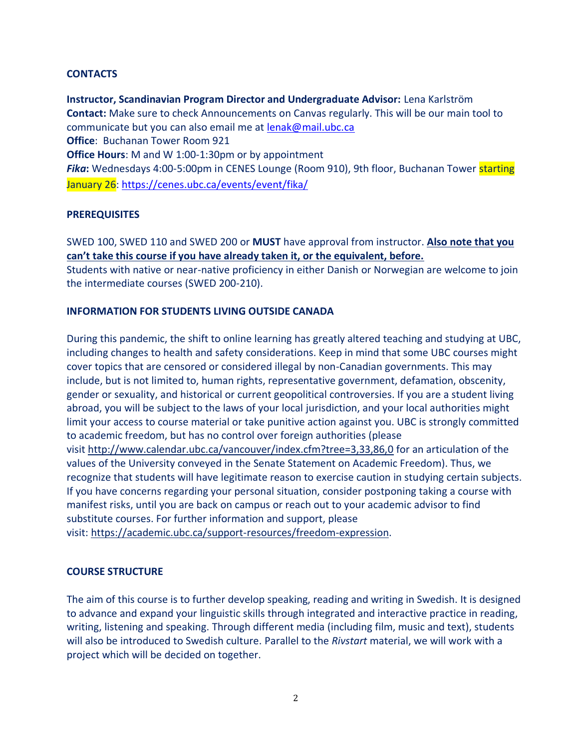**CONTACTS**

**Instructor, Scandinavian Program Director and Undergraduate Advisor:** Lena Karlström
**Contact:** Make sure to check Announcements on Canvas regularly. This will be our main tool to communicate but you can also email me at lenak@mail.ubc.ca
**Office**: Buchanan Tower Room 921
**Office Hours**: M and W 1:00-1:30pm or by appointment
***Fika*:** Wednesdays 4:00-5:00pm in CENES Lounge (Room 910), 9th floor, Buchanan Tower starting January 26: https://cenes.ubc.ca/events/event/fika/

**PREREQUISITES**

SWED 100, SWED 110 and SWED 200 or **MUST** have approval from instructor. **Also note that you can't take this course if you have already taken it, or the equivalent, before.**
Students with native or near-native proficiency in either Danish or Norwegian are welcome to join the intermediate courses (SWED 200-210).

**INFORMATION FOR STUDENTS LIVING OUTSIDE CANADA**

During this pandemic, the shift to online learning has greatly altered teaching and studying at UBC, including changes to health and safety considerations. Keep in mind that some UBC courses might cover topics that are censored or considered illegal by non-Canadian governments. This may include, but is not limited to, human rights, representative government, defamation, obscenity, gender or sexuality, and historical or current geopolitical controversies. If you are a student living abroad, you will be subject to the laws of your local jurisdiction, and your local authorities might limit your access to course material or take punitive action against you. UBC is strongly committed to academic freedom, but has no control over foreign authorities (please visit http://www.calendar.ubc.ca/vancouver/index.cfm?tree=3,33,86,0 for an articulation of the values of the University conveyed in the Senate Statement on Academic Freedom). Thus, we recognize that students will have legitimate reason to exercise caution in studying certain subjects. If you have concerns regarding your personal situation, consider postponing taking a course with manifest risks, until you are back on campus or reach out to your academic advisor to find substitute courses. For further information and support, please visit: https://academic.ubc.ca/support-resources/freedom-expression.

**COURSE STRUCTURE**

The aim of this course is to further develop speaking, reading and writing in Swedish. It is designed to advance and expand your linguistic skills through integrated and interactive practice in reading, writing, listening and speaking. Through different media (including film, music and text), students will also be introduced to Swedish culture. Parallel to the *Rivstart* material, we will work with a project which will be decided on together.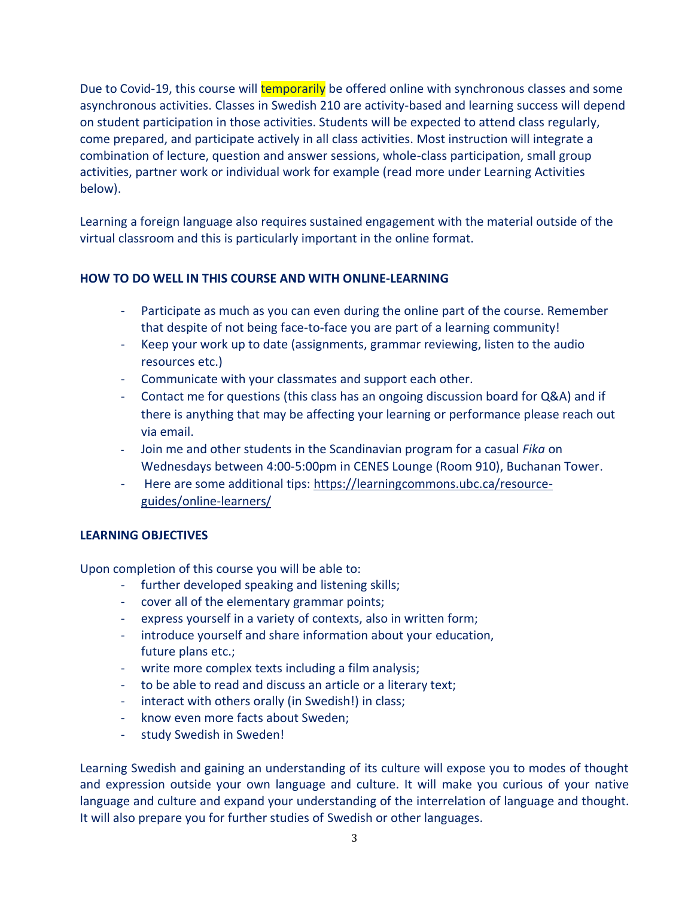Due to Covid-19, this course will temporarily be offered online with synchronous classes and some asynchronous activities. Classes in Swedish 210 are activity-based and learning success will depend on student participation in those activities. Students will be expected to attend class regularly, come prepared, and participate actively in all class activities. Most instruction will integrate a combination of lecture, question and answer sessions, whole-class participation, small group activities, partner work or individual work for example (read more under Learning Activities below).

Learning a foreign language also requires sustained engagement with the material outside of the virtual classroom and this is particularly important in the online format.

**HOW TO DO WELL IN THIS COURSE AND WITH ONLINE-LEARNING**

- Participate as much as you can even during the online part of the course. Remember that despite of not being face-to-face you are part of a learning community!
- Keep your work up to date (assignments, grammar reviewing, listen to the audio resources etc.)
- Communicate with your classmates and support each other.
- Contact me for questions (this class has an ongoing discussion board for Q&A) and if there is anything that may be affecting your learning or performance please reach out via email.
- Join me and other students in the Scandinavian program for a casual *Fika* on Wednesdays between 4:00-5:00pm in CENES Lounge (Room 910), Buchanan Tower.
- Here are some additional tips: https://learningcommons.ubc.ca/resource-guides/online-learners/

**LEARNING OBJECTIVES**

Upon completion of this course you will be able to:

- further developed speaking and listening skills;
- cover all of the elementary grammar points;
- express yourself in a variety of contexts, also in written form;
- introduce yourself and share information about your education, future plans etc.;
- write more complex texts including a film analysis;
- to be able to read and discuss an article or a literary text;
- interact with others orally (in Swedish!) in class;
- know even more facts about Sweden;
- study Swedish in Sweden!

Learning Swedish and gaining an understanding of its culture will expose you to modes of thought and expression outside your own language and culture. It will make you curious of your native language and culture and expand your understanding of the interrelation of language and thought. It will also prepare you for further studies of Swedish or other languages.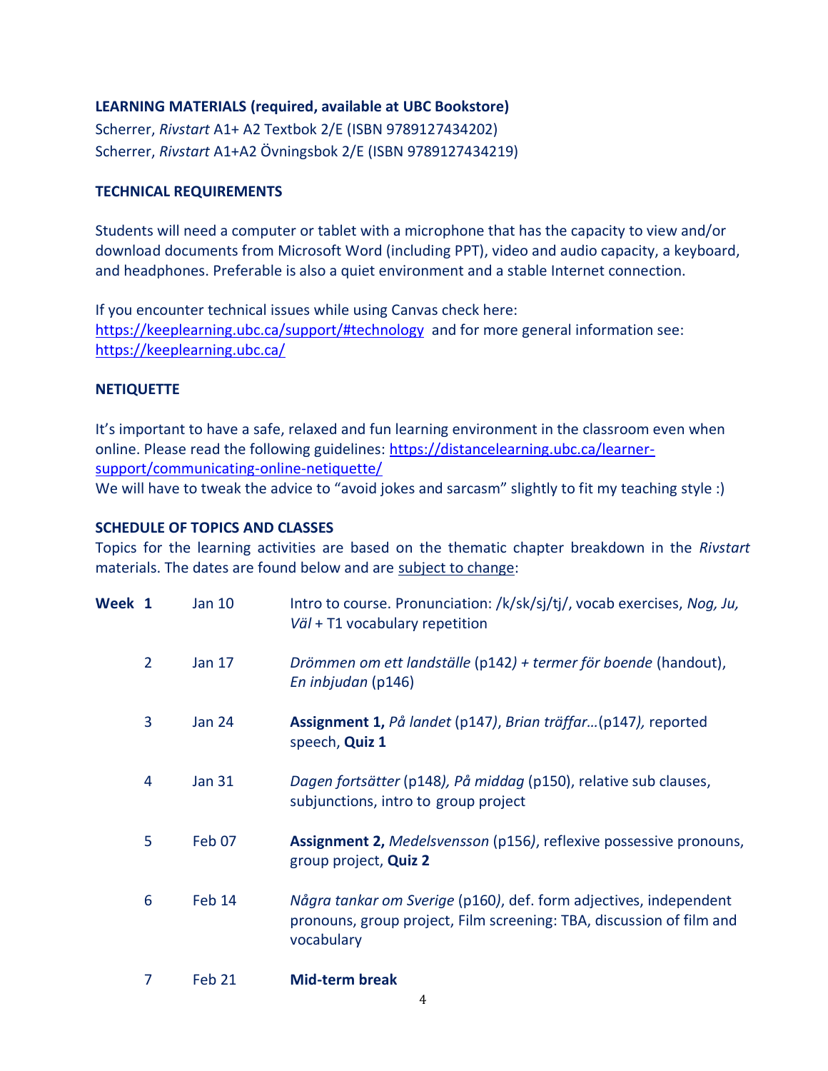**LEARNING MATERIALS (required, available at UBC Bookstore)**

Scherrer, *Rivstart* A1+ A2 Textbok 2/E (ISBN 9789127434202)
Scherrer, *Rivstart* A1+A2 Övningsbok 2/E (ISBN 9789127434219)

**TECHNICAL REQUIREMENTS**

Students will need a computer or tablet with a microphone that has the capacity to view and/or download documents from Microsoft Word (including PPT), video and audio capacity, a keyboard, and headphones. Preferable is also a quiet environment and a stable Internet connection.

If you encounter technical issues while using Canvas check here: https://keeplearning.ubc.ca/support/#technology and for more general information see: https://keeplearning.ubc.ca/

**NETIQUETTE**

It's important to have a safe, relaxed and fun learning environment in the classroom even when online. Please read the following guidelines: https://distancelearning.ubc.ca/learner-support/communicating-online-netiquette/
We will have to tweak the advice to "avoid jokes and sarcasm" slightly to fit my teaching style :)

**SCHEDULE OF TOPICS AND CLASSES**

Topics for the learning activities are based on the thematic chapter breakdown in the *Rivstart* materials. The dates are found below and are subject to change:

| Week | Date | Topics |
|---|---|---|
| **Week 1** | Jan 10 | Intro to course. Pronunciation: /k/sk/sj/tj/, vocab exercises, *Nog, Ju, Väl* + T1 vocabulary repetition |
| 2 | Jan 17 | *Drömmen om ett landställe* (p142*) + termer för boende* (handout), *En inbjudan* (p146) |
| 3 | Jan 24 | **Assignment 1,** *På landet* (p147*)*, *Brian träffar…*(p147*),* reported speech, **Quiz 1** |
| 4 | Jan 31 | *Dagen fortsätter* (p148*), På middag* (p150), relative sub clauses, subjunctions, intro to group project |
| 5 | Feb 07 | **Assignment 2,** *Medelsvensson* (p156*)*, reflexive possessive pronouns, group project, **Quiz 2** |
| 6 | Feb 14 | *Några tankar om Sverige* (p160*)*, def. form adjectives, independent pronouns, group project, Film screening: TBA, discussion of film and vocabulary |
| 7 | Feb 21 | **Mid-term break** |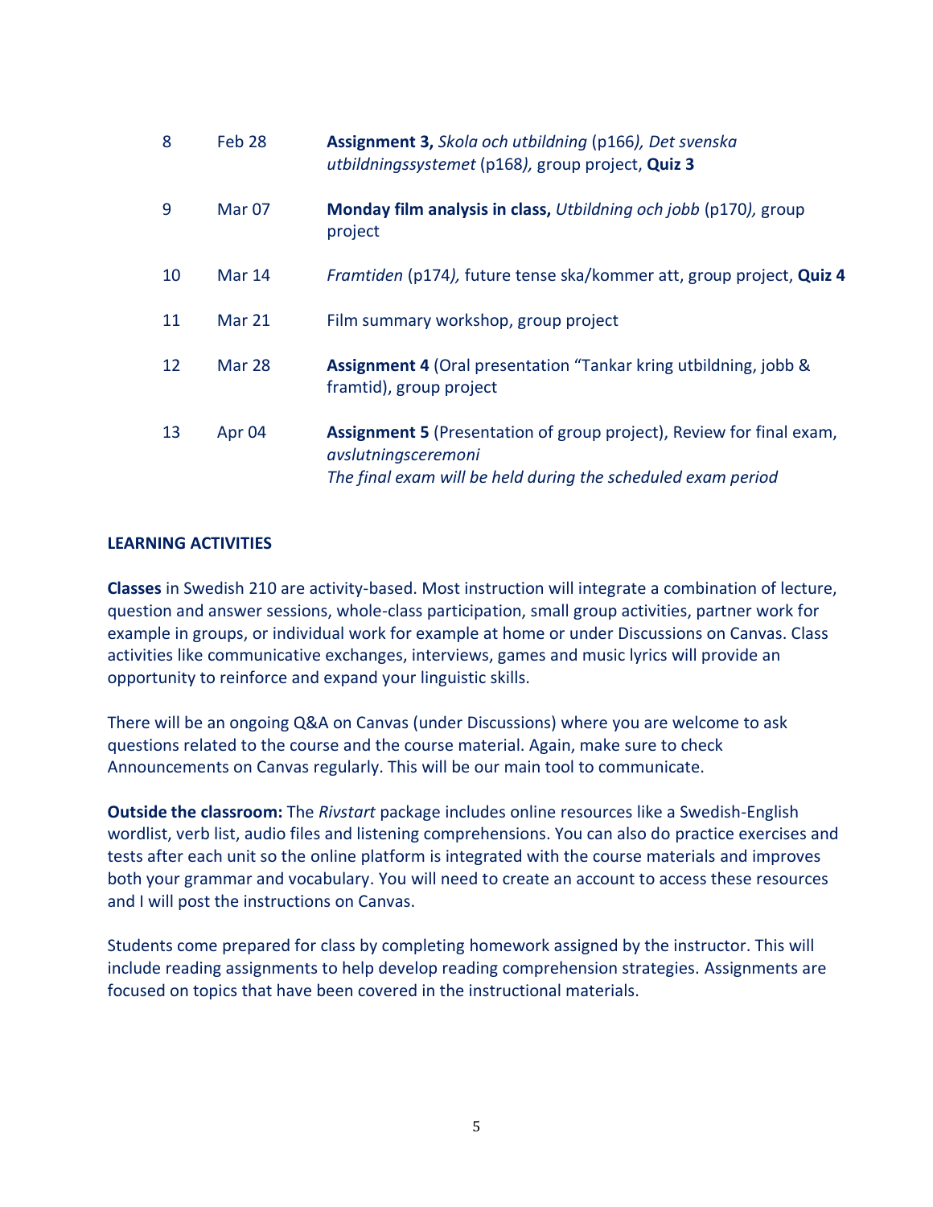| | | |
|---|---|---|
| 8 | Feb 28 | **Assignment 3,** *Skola och utbildning* (p166*), Det svenska utbildningssystemet* (p168*),* group project, **Quiz 3** |
| 9 | Mar 07 | **Monday film analysis in class,** *Utbildning och jobb* (p170*),* group project |
| 10 | Mar 14 | *Framtiden* (p174*),* future tense ska/kommer att, group project, **Quiz 4** |
| 11 | Mar 21 | Film summary workshop, group project |
| 12 | Mar 28 | **Assignment 4** (Oral presentation "Tankar kring utbildning, jobb & framtid), group project |
| 13 | Apr 04 | **Assignment 5** (Presentation of group project), Review for final exam, *avslutningsceremoni*<br>*The final exam will be held during the scheduled exam period* |

**LEARNING ACTIVITIES**

**Classes** in Swedish 210 are activity-based. Most instruction will integrate a combination of lecture, question and answer sessions, whole-class participation, small group activities, partner work for example in groups, or individual work for example at home or under Discussions on Canvas. Class activities like communicative exchanges, interviews, games and music lyrics will provide an opportunity to reinforce and expand your linguistic skills.

There will be an ongoing Q&A on Canvas (under Discussions) where you are welcome to ask questions related to the course and the course material. Again, make sure to check Announcements on Canvas regularly. This will be our main tool to communicate.

**Outside the classroom:** The *Rivstart* package includes online resources like a Swedish-English wordlist, verb list, audio files and listening comprehensions. You can also do practice exercises and tests after each unit so the online platform is integrated with the course materials and improves both your grammar and vocabulary. You will need to create an account to access these resources and I will post the instructions on Canvas.

Students come prepared for class by completing homework assigned by the instructor. This will include reading assignments to help develop reading comprehension strategies. Assignments are focused on topics that have been covered in the instructional materials.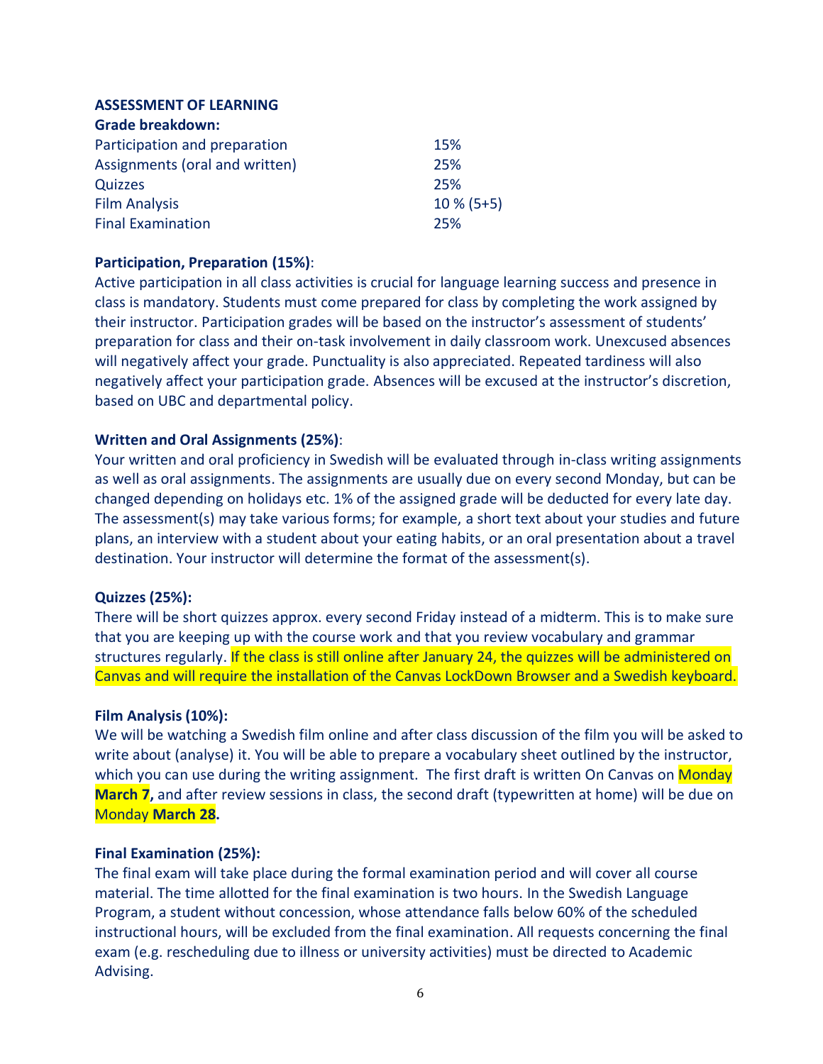**ASSESSMENT OF LEARNING**

**Grade breakdown:**

| | |
|---|---|
| Participation and preparation | 15% |
| Assignments (oral and written) | 25% |
| Quizzes | 25% |
| Film Analysis | 10 % (5+5) |
| Final Examination | 25% |

**Participation, Preparation (15%)**:

Active participation in all class activities is crucial for language learning success and presence in class is mandatory. Students must come prepared for class by completing the work assigned by their instructor. Participation grades will be based on the instructor's assessment of students' preparation for class and their on-task involvement in daily classroom work. Unexcused absences will negatively affect your grade. Punctuality is also appreciated. Repeated tardiness will also negatively affect your participation grade. Absences will be excused at the instructor's discretion, based on UBC and departmental policy.

**Written and Oral Assignments (25%)**:

Your written and oral proficiency in Swedish will be evaluated through in-class writing assignments as well as oral assignments. The assignments are usually due on every second Monday, but can be changed depending on holidays etc. 1% of the assigned grade will be deducted for every late day. The assessment(s) may take various forms; for example, a short text about your studies and future plans, an interview with a student about your eating habits, or an oral presentation about a travel destination. Your instructor will determine the format of the assessment(s).

**Quizzes (25%):**

There will be short quizzes approx. every second Friday instead of a midterm. This is to make sure that you are keeping up with the course work and that you review vocabulary and grammar structures regularly. If the class is still online after January 24, the quizzes will be administered on Canvas and will require the installation of the Canvas LockDown Browser and a Swedish keyboard.

**Film Analysis (10%):**

We will be watching a Swedish film online and after class discussion of the film you will be asked to write about (analyse) it. You will be able to prepare a vocabulary sheet outlined by the instructor, which you can use during the writing assignment. The first draft is written On Canvas on Monday **March 7,** and after review sessions in class, the second draft (typewritten at home) will be due on Monday **March 28.**

**Final Examination (25%):**

The final exam will take place during the formal examination period and will cover all course material. The time allotted for the final examination is two hours. In the Swedish Language Program, a student without concession, whose attendance falls below 60% of the scheduled instructional hours, will be excluded from the final examination. All requests concerning the final exam (e.g. rescheduling due to illness or university activities) must be directed to Academic Advising.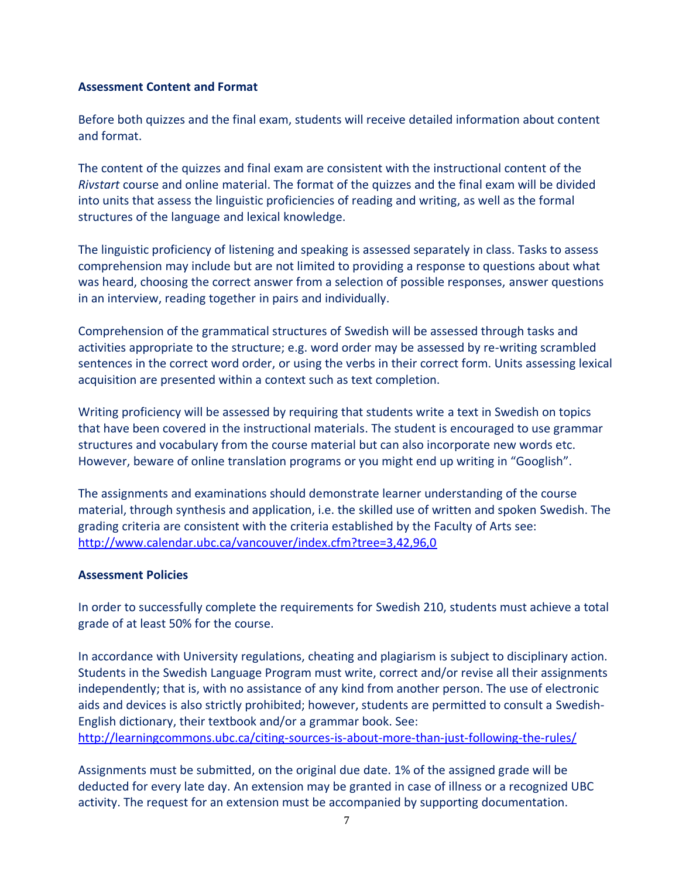**Assessment Content and Format**

Before both quizzes and the final exam, students will receive detailed information about content and format.

The content of the quizzes and final exam are consistent with the instructional content of the *Rivstart* course and online material. The format of the quizzes and the final exam will be divided into units that assess the linguistic proficiencies of reading and writing, as well as the formal structures of the language and lexical knowledge.

The linguistic proficiency of listening and speaking is assessed separately in class. Tasks to assess comprehension may include but are not limited to providing a response to questions about what was heard, choosing the correct answer from a selection of possible responses, answer questions in an interview, reading together in pairs and individually.

Comprehension of the grammatical structures of Swedish will be assessed through tasks and activities appropriate to the structure; e.g. word order may be assessed by re-writing scrambled sentences in the correct word order, or using the verbs in their correct form. Units assessing lexical acquisition are presented within a context such as text completion.

Writing proficiency will be assessed by requiring that students write a text in Swedish on topics that have been covered in the instructional materials. The student is encouraged to use grammar structures and vocabulary from the course material but can also incorporate new words etc. However, beware of online translation programs or you might end up writing in "Googlish".

The assignments and examinations should demonstrate learner understanding of the course material, through synthesis and application, i.e. the skilled use of written and spoken Swedish. The grading criteria are consistent with the criteria established by the Faculty of Arts see: [http://www.calendar.ubc.ca/vancouver/index.cfm?tree=3,42,96,0](http://www.calendar.ubc.ca/vancouver/index.cfm?tree=3,42,96,0)

**Assessment Policies**

In order to successfully complete the requirements for Swedish 210, students must achieve a total grade of at least 50% for the course.

In accordance with University regulations, cheating and plagiarism is subject to disciplinary action. Students in the Swedish Language Program must write, correct and/or revise all their assignments independently; that is, with no assistance of any kind from another person. The use of electronic aids and devices is also strictly prohibited; however, students are permitted to consult a Swedish-English dictionary, their textbook and/or a grammar book. See: [http://learningcommons.ubc.ca/citing-sources-is-about-more-than-just-following-the-rules/](http://learningcommons.ubc.ca/citing-sources-is-about-more-than-just-following-the-rules/)

Assignments must be submitted, on the original due date. 1% of the assigned grade will be deducted for every late day. An extension may be granted in case of illness or a recognized UBC activity. The request for an extension must be accompanied by supporting documentation.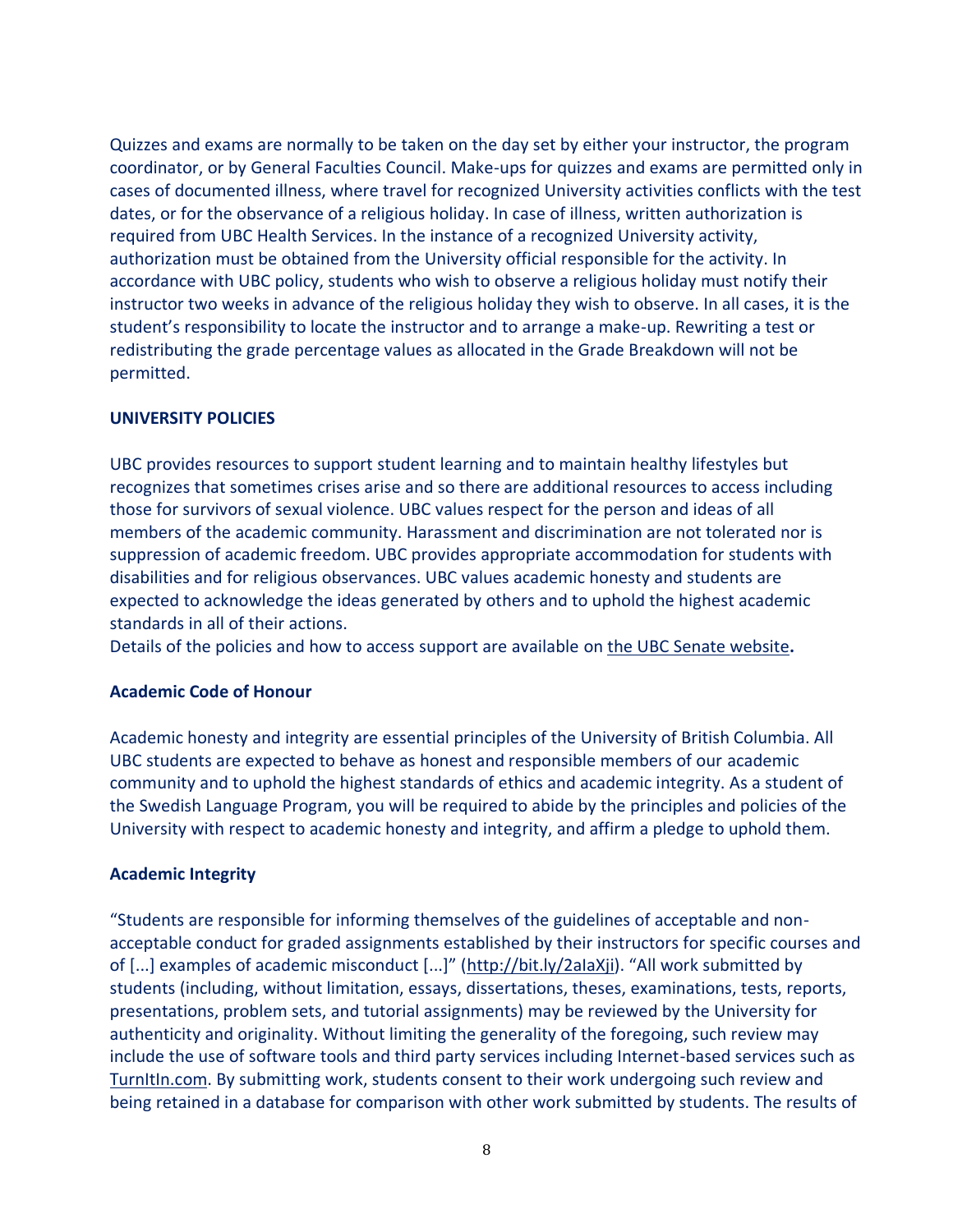Quizzes and exams are normally to be taken on the day set by either your instructor, the program coordinator, or by General Faculties Council. Make-ups for quizzes and exams are permitted only in cases of documented illness, where travel for recognized University activities conflicts with the test dates, or for the observance of a religious holiday. In case of illness, written authorization is required from UBC Health Services. In the instance of a recognized University activity, authorization must be obtained from the University official responsible for the activity. In accordance with UBC policy, students who wish to observe a religious holiday must notify their instructor two weeks in advance of the religious holiday they wish to observe. In all cases, it is the student's responsibility to locate the instructor and to arrange a make-up. Rewriting a test or redistributing the grade percentage values as allocated in the Grade Breakdown will not be permitted.

### UNIVERSITY POLICIES

UBC provides resources to support student learning and to maintain healthy lifestyles but recognizes that sometimes crises arise and so there are additional resources to access including those for survivors of sexual violence. UBC values respect for the person and ideas of all members of the academic community. Harassment and discrimination are not tolerated nor is suppression of academic freedom. UBC provides appropriate accommodation for students with disabilities and for religious observances. UBC values academic honesty and students are expected to acknowledge the ideas generated by others and to uphold the highest academic standards in all of their actions.
Details of the policies and how to access support are available on the UBC Senate website**.**

### Academic Code of Honour

Academic honesty and integrity are essential principles of the University of British Columbia. All UBC students are expected to behave as honest and responsible members of our academic community and to uphold the highest standards of ethics and academic integrity. As a student of the Swedish Language Program, you will be required to abide by the principles and policies of the University with respect to academic honesty and integrity, and affirm a pledge to uphold them.

### Academic Integrity

"Students are responsible for informing themselves of the guidelines of acceptable and non-acceptable conduct for graded assignments established by their instructors for specific courses and of [...] examples of academic misconduct [...]" (http://bit.ly/2aIaXji). "All work submitted by students (including, without limitation, essays, dissertations, theses, examinations, tests, reports, presentations, problem sets, and tutorial assignments) may be reviewed by the University for authenticity and originality. Without limiting the generality of the foregoing, such review may include the use of software tools and third party services including Internet-based services such as TurnItIn.com. By submitting work, students consent to their work undergoing such review and being retained in a database for comparison with other work submitted by students. The results of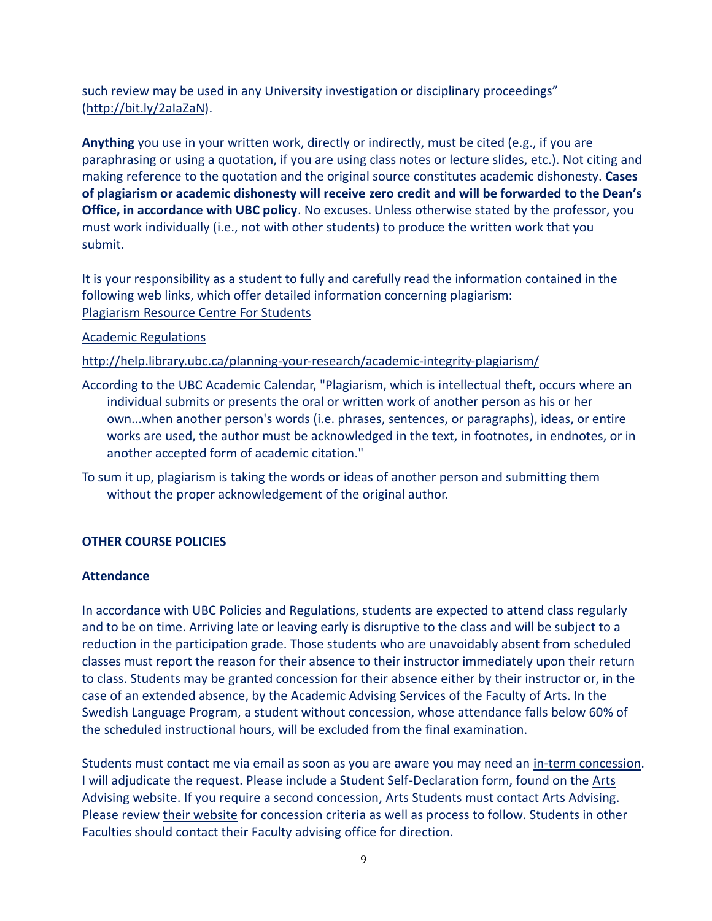such review may be used in any University investigation or disciplinary proceedings" (http://bit.ly/2aIaZaN).

**Anything** you use in your written work, directly or indirectly, must be cited (e.g., if you are paraphrasing or using a quotation, if you are using class notes or lecture slides, etc.). Not citing and making reference to the quotation and the original source constitutes academic dishonesty. **Cases of plagiarism or academic dishonesty will receive zero credit and will be forwarded to the Dean's Office, in accordance with UBC policy**. No excuses. Unless otherwise stated by the professor, you must work individually (i.e., not with other students) to produce the written work that you submit.

It is your responsibility as a student to fully and carefully read the information contained in the following web links, which offer detailed information concerning plagiarism:
Plagiarism Resource Centre For Students

Academic Regulations

http://help.library.ubc.ca/planning-your-research/academic-integrity-plagiarism/

According to the UBC Academic Calendar, "Plagiarism, which is intellectual theft, occurs where an individual submits or presents the oral or written work of another person as his or her own...when another person's words (i.e. phrases, sentences, or paragraphs), ideas, or entire works are used, the author must be acknowledged in the text, in footnotes, in endnotes, or in another accepted form of academic citation."

To sum it up, plagiarism is taking the words or ideas of another person and submitting them without the proper acknowledgement of the original author.

## OTHER COURSE POLICIES

### Attendance

In accordance with UBC Policies and Regulations, students are expected to attend class regularly and to be on time. Arriving late or leaving early is disruptive to the class and will be subject to a reduction in the participation grade. Those students who are unavoidably absent from scheduled classes must report the reason for their absence to their instructor immediately upon their return to class. Students may be granted concession for their absence either by their instructor or, in the case of an extended absence, by the Academic Advising Services of the Faculty of Arts. In the Swedish Language Program, a student without concession, whose attendance falls below 60% of the scheduled instructional hours, will be excluded from the final examination.

Students must contact me via email as soon as you are aware you may need an in-term concession. I will adjudicate the request. Please include a Student Self-Declaration form, found on the Arts Advising website. If you require a second concession, Arts Students must contact Arts Advising. Please review their website for concession criteria as well as process to follow. Students in other Faculties should contact their Faculty advising office for direction.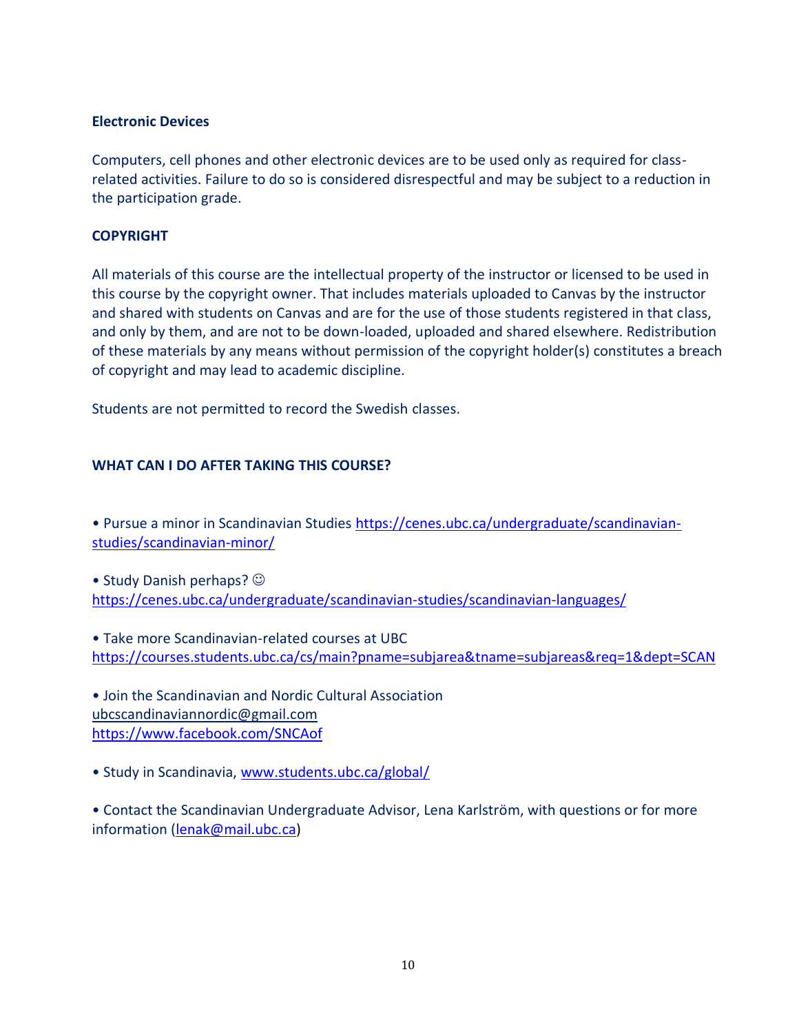**Electronic Devices**

Computers, cell phones and other electronic devices are to be used only as required for class-related activities. Failure to do so is considered disrespectful and may be subject to a reduction in the participation grade.

**COPYRIGHT**

All materials of this course are the intellectual property of the instructor or licensed to be used in this course by the copyright owner. That includes materials uploaded to Canvas by the instructor and shared with students on Canvas and are for the use of those students registered in that class, and only by them, and are not to be down-loaded, uploaded and shared elsewhere. Redistribution of these materials by any means without permission of the copyright holder(s) constitutes a breach of copyright and may lead to academic discipline.

Students are not permitted to record the Swedish classes.

**WHAT CAN I DO AFTER TAKING THIS COURSE?**

• Pursue a minor in Scandinavian Studies https://cenes.ubc.ca/undergraduate/scandinavian-studies/scandinavian-minor/

• Study Danish perhaps? ☺
https://cenes.ubc.ca/undergraduate/scandinavian-studies/scandinavian-languages/

• Take more Scandinavian-related courses at UBC
https://courses.students.ubc.ca/cs/main?pname=subjarea&tname=subjareas&req=1&dept=SCAN

• Join the Scandinavian and Nordic Cultural Association
ubcscandinaviannordic@gmail.com
https://www.facebook.com/SNCAof

• Study in Scandinavia, www.students.ubc.ca/global/

• Contact the Scandinavian Undergraduate Advisor, Lena Karlström, with questions or for more information (lenak@mail.ubc.ca)